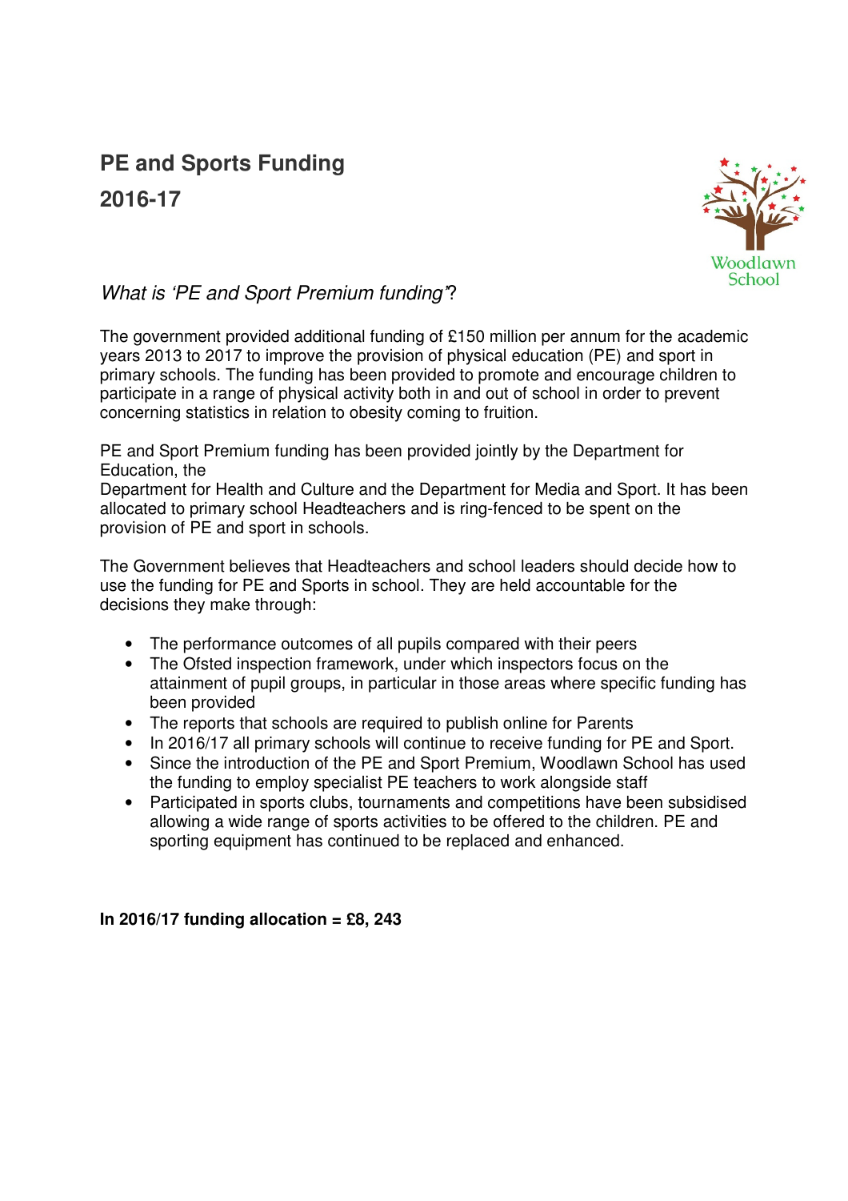# PE and Sports Funding
# 2016-17

Woodlawn School

*What is 'PE and Sport Premium funding'?*

The government provided additional funding of £150 million per annum for the academic years 2013 to 2017 to improve the provision of physical education (PE) and sport in primary schools. The funding has been provided to promote and encourage children to participate in a range of physical activity both in and out of school in order to prevent concerning statistics in relation to obesity coming to fruition.

PE and Sport Premium funding has been provided jointly by the Department for Education, the
Department for Health and Culture and the Department for Media and Sport. It has been allocated to primary school Headteachers and is ring-fenced to be spent on the provision of PE and sport in schools.

The Government believes that Headteachers and school leaders should decide how to use the funding for PE and Sports in school. They are held accountable for the decisions they make through:

- The performance outcomes of all pupils compared with their peers
- The Ofsted inspection framework, under which inspectors focus on the attainment of pupil groups, in particular in those areas where specific funding has been provided
- The reports that schools are required to publish online for Parents
- In 2016/17 all primary schools will continue to receive funding for PE and Sport.
- Since the introduction of the PE and Sport Premium, Woodlawn School has used the funding to employ specialist PE teachers to work alongside staff
- Participated in sports clubs, tournaments and competitions have been subsidised allowing a wide range of sports activities to be offered to the children. PE and sporting equipment has continued to be replaced and enhanced.

**In 2016/17 funding allocation = £8, 243**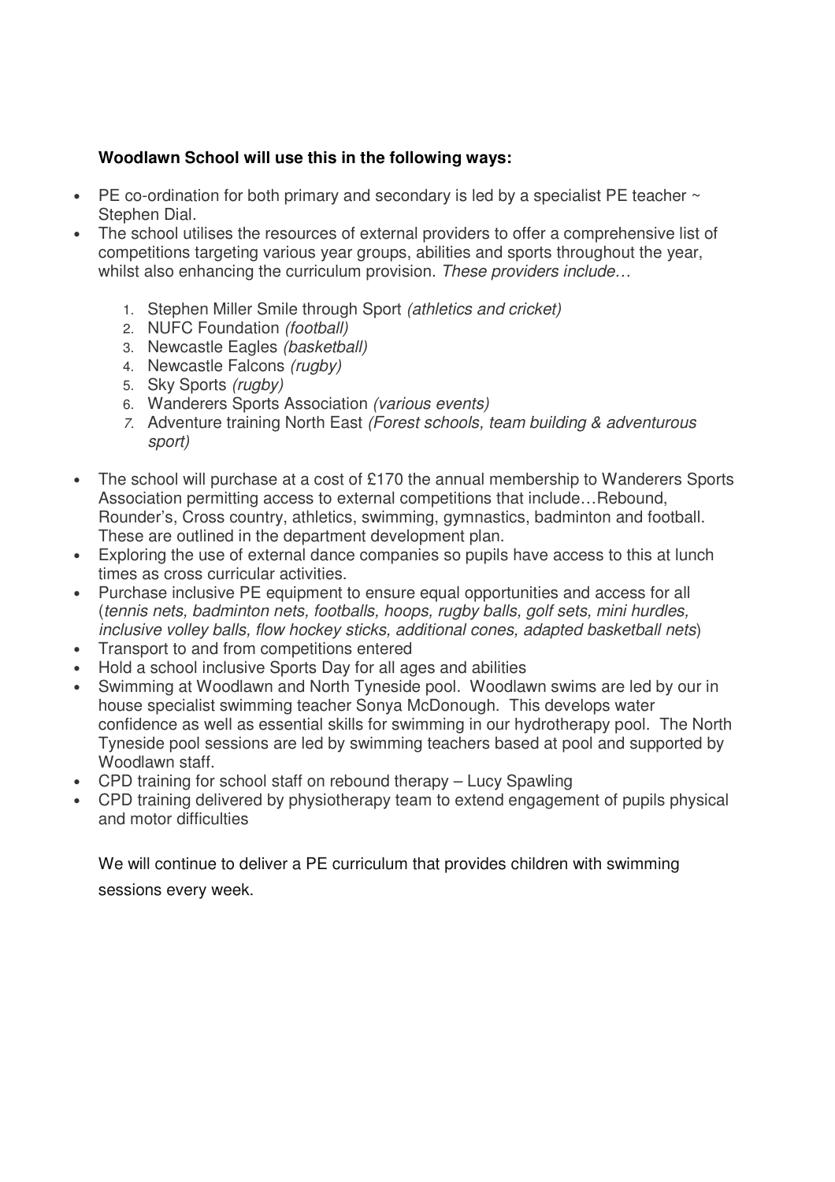**Woodlawn School will use this in the following ways:**

- PE co-ordination for both primary and secondary is led by a specialist PE teacher ~ Stephen Dial.
- The school utilises the resources of external providers to offer a comprehensive list of competitions targeting various year groups, abilities and sports throughout the year, whilst also enhancing the curriculum provision. *These providers include…*

    1. Stephen Miller Smile through Sport *(athletics and cricket)*
    2. NUFC Foundation *(football)*
    3. Newcastle Eagles *(basketball)*
    4. Newcastle Falcons *(rugby)*
    5. Sky Sports *(rugby)*
    6. Wanderers Sports Association *(various events)*
    7. Adventure training North East *(Forest schools, team building & adventurous sport)*

- The school will purchase at a cost of £170 the annual membership to Wanderers Sports Association permitting access to external competitions that include…Rebound, Rounder's, Cross country, athletics, swimming, gymnastics, badminton and football. These are outlined in the department development plan.
- Exploring the use of external dance companies so pupils have access to this at lunch times as cross curricular activities.
- Purchase inclusive PE equipment to ensure equal opportunities and access for all (*tennis nets, badminton nets, footballs, hoops, rugby balls, golf sets, mini hurdles, inclusive volley balls, flow hockey sticks, additional cones, adapted basketball nets*)
- Transport to and from competitions entered
- Hold a school inclusive Sports Day for all ages and abilities
- Swimming at Woodlawn and North Tyneside pool. Woodlawn swims are led by our in house specialist swimming teacher Sonya McDonough. This develops water confidence as well as essential skills for swimming in our hydrotherapy pool. The North Tyneside pool sessions are led by swimming teachers based at pool and supported by Woodlawn staff.
- CPD training for school staff on rebound therapy – Lucy Spawling
- CPD training delivered by physiotherapy team to extend engagement of pupils physical and motor difficulties

We will continue to deliver a PE curriculum that provides children with swimming sessions every week.